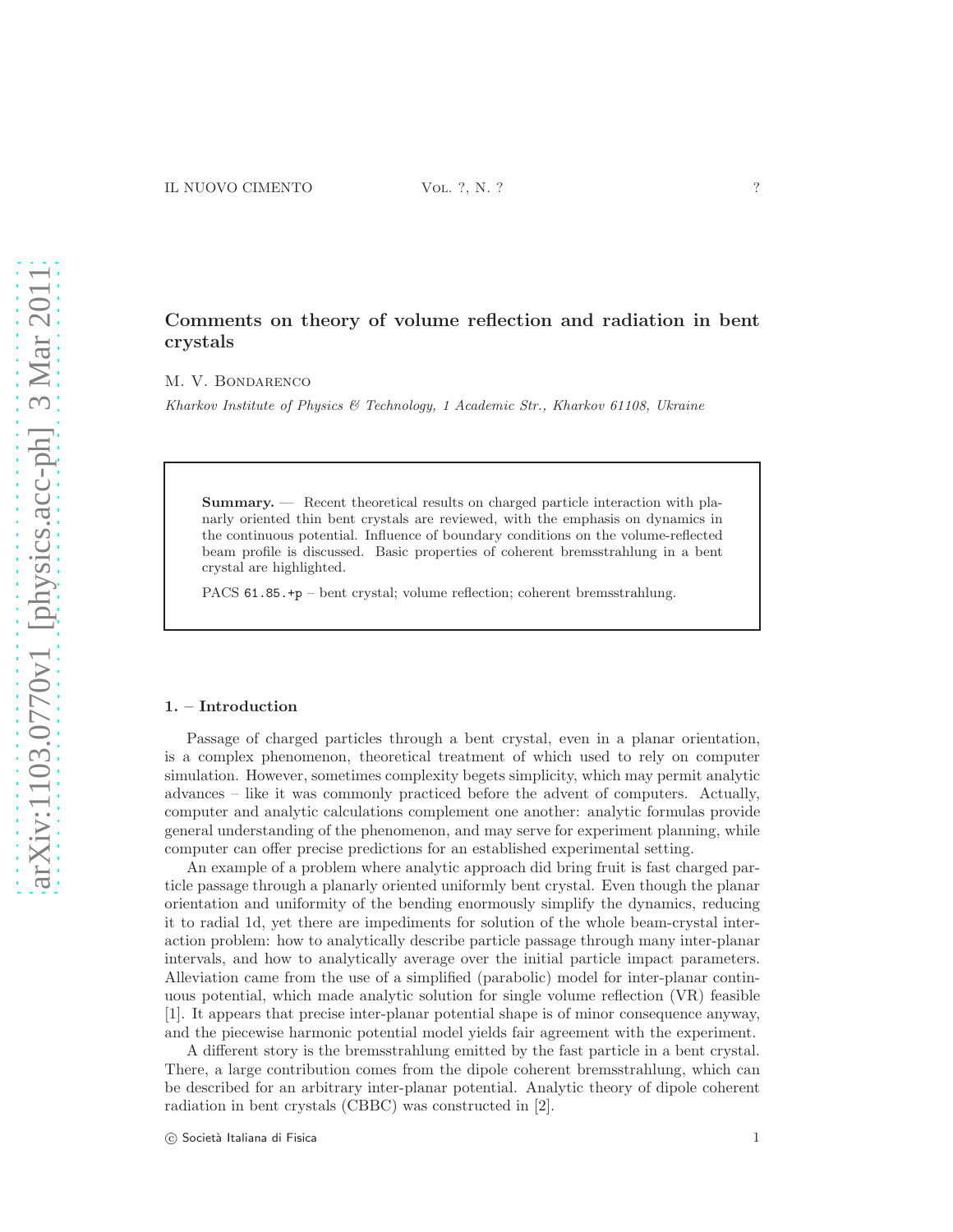# Comments on theory of volume reflection and radiation in bent crystals

M. V. Bondarenko

*Kharkov Institute of Physics & Technology, 1 Academic Str., Kharkov 61108, Ukraine*

**Summary.** — Recent theoretical results on charged particle interaction with planarly oriented thin bent crystals are reviewed, with the emphasis on dynamics in the continuous potential. Influence of boundary conditions on the volume-reflected beam profile is discussed. Basic properties of coherent bremsstrahlung in a bent crystal are highlighted.

PACS 61.85.+p – bent crystal; volume reflection; coherent bremsstrahlung.

## 1. – Introduction

Passage of charged particles through a bent crystal, even in a planar orientation, is a complex phenomenon, theoretical treatment of which used to rely on computer simulation. However, sometimes complexity begets simplicity, which may permit analytic advances – like it was commonly practiced before the advent of computers. Actually, computer and analytic calculations complement one another: analytic formulas provide general understanding of the phenomenon, and may serve for experiment planning, while computer can offer precise predictions for an established experimental setting.

An example of a problem where analytic approach did bring fruit is fast charged particle passage through a planarly oriented uniformly bent crystal. Even though the planar orientation and uniformity of the bending enormously simplify the dynamics, reducing it to radial 1d, yet there are impediments for solution of the whole beam-crystal interaction problem: how to analytically describe particle passage through many inter-planar intervals, and how to analytically average over the initial particle impact parameters. Alleviation came from the use of a simplified (parabolic) model for inter-planar continuous potential, which made analytic solution for single volume reflection (VR) feasible [1]. It appears that precise inter-planar potential shape is of minor consequence anyway, and the piecewise harmonic potential model yields fair agreement with the experiment.

A different story is the bremsstrahlung emitted by the fast particle in a bent crystal. There, a large contribution comes from the dipole coherent bremsstrahlung, which can be described for an arbitrary inter-planar potential. Analytic theory of dipole coherent radiation in bent crystals (CBBC) was constructed in [2].

© Società Italiana di Fisica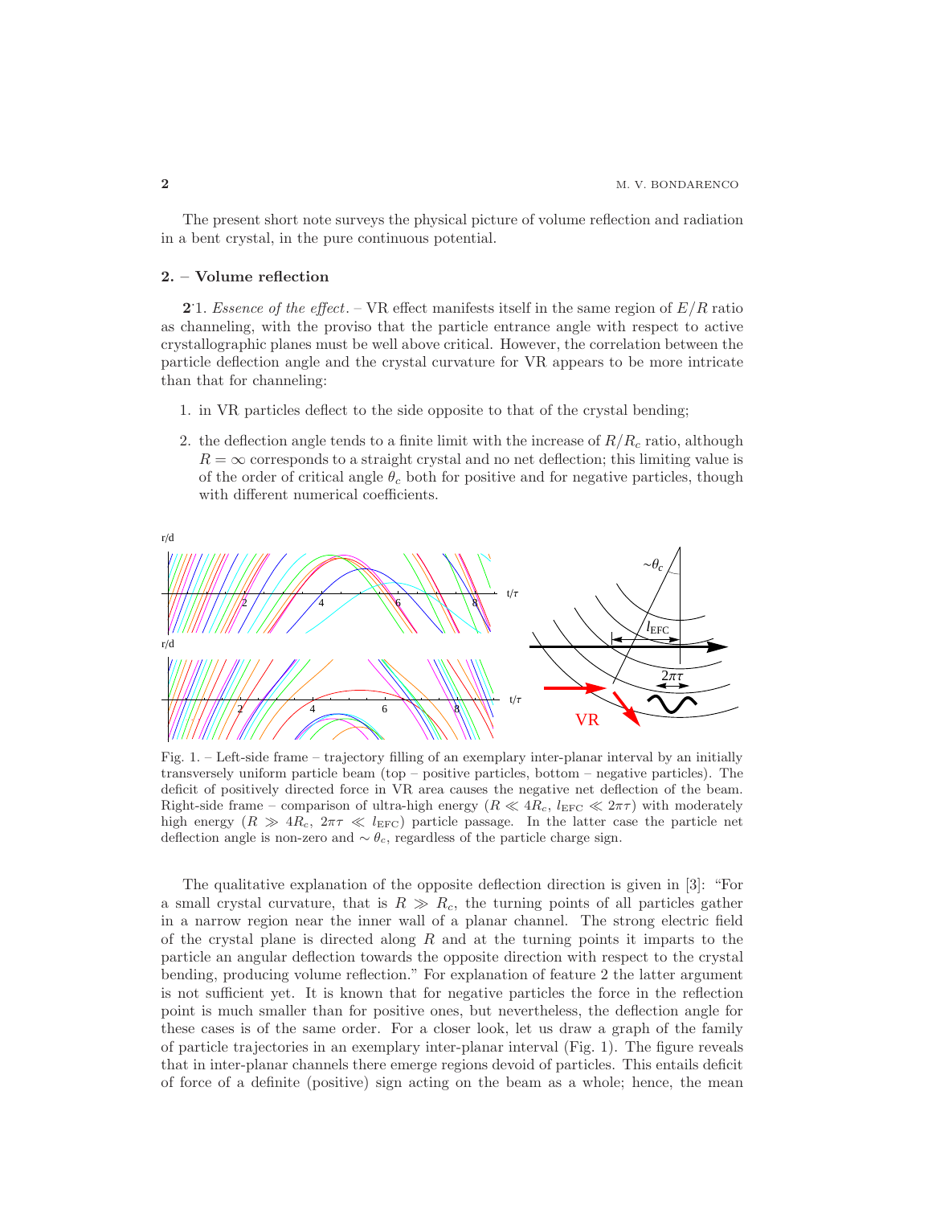The present short note surveys the physical picture of volume reflection and radiation in a bent crystal, in the pure continuous potential.

## 2. – Volume reflection

**2·1.** *Essence of the effect.* – VR effect manifests itself in the same region of $E/R$ ratio as channeling, with the proviso that the particle entrance angle with respect to active crystallographic planes must be well above critical. However, the correlation between the particle deflection angle and the crystal curvature for VR appears to be more intricate than that for channeling:

1. in VR particles deflect to the side opposite to that of the crystal bending;
2. the deflection angle tends to a finite limit with the increase of $R/R_c$ ratio, although $R = \infty$ corresponds to a straight crystal and no net deflection; this limiting value is of the order of critical angle $\theta_c$ both for positive and for negative particles, though with different numerical coefficients.

Fig. 1. – Left-side frame – trajectory filling of an exemplary inter-planar interval by an initially transversely uniform particle beam (top – positive particles, bottom – negative particles). The deficit of positively directed force in VR area causes the negative net deflection of the beam. Right-side frame – comparison of ultra-high energy ($R \ll 4R_c$, $l_{\mathrm{EFC}} \ll 2\pi\tau$) with moderately high energy ($R \gg 4R_c$, $2\pi\tau \ll l_{\mathrm{EFC}}$) particle passage. In the latter case the particle net deflection angle is non-zero and $\sim \theta_c$, regardless of the particle charge sign.

The qualitative explanation of the opposite deflection direction is given in [3]: "For a small crystal curvature, that is $R \gg R_c$, the turning points of all particles gather in a narrow region near the inner wall of a planar channel. The strong electric field of the crystal plane is directed along $R$ and at the turning points it imparts to the particle an angular deflection towards the opposite direction with respect to the crystal bending, producing volume reflection." For explanation of feature 2 the latter argument is not sufficient yet. It is known that for negative particles the force in the reflection point is much smaller than for positive ones, but nevertheless, the deflection angle for these cases is of the same order. For a closer look, let us draw a graph of the family of particle trajectories in an exemplary inter-planar interval (Fig. 1). The figure reveals that in inter-planar channels there emerge regions devoid of particles. This entails deficit of force of a definite (positive) sign acting on the beam as a whole; hence, the mean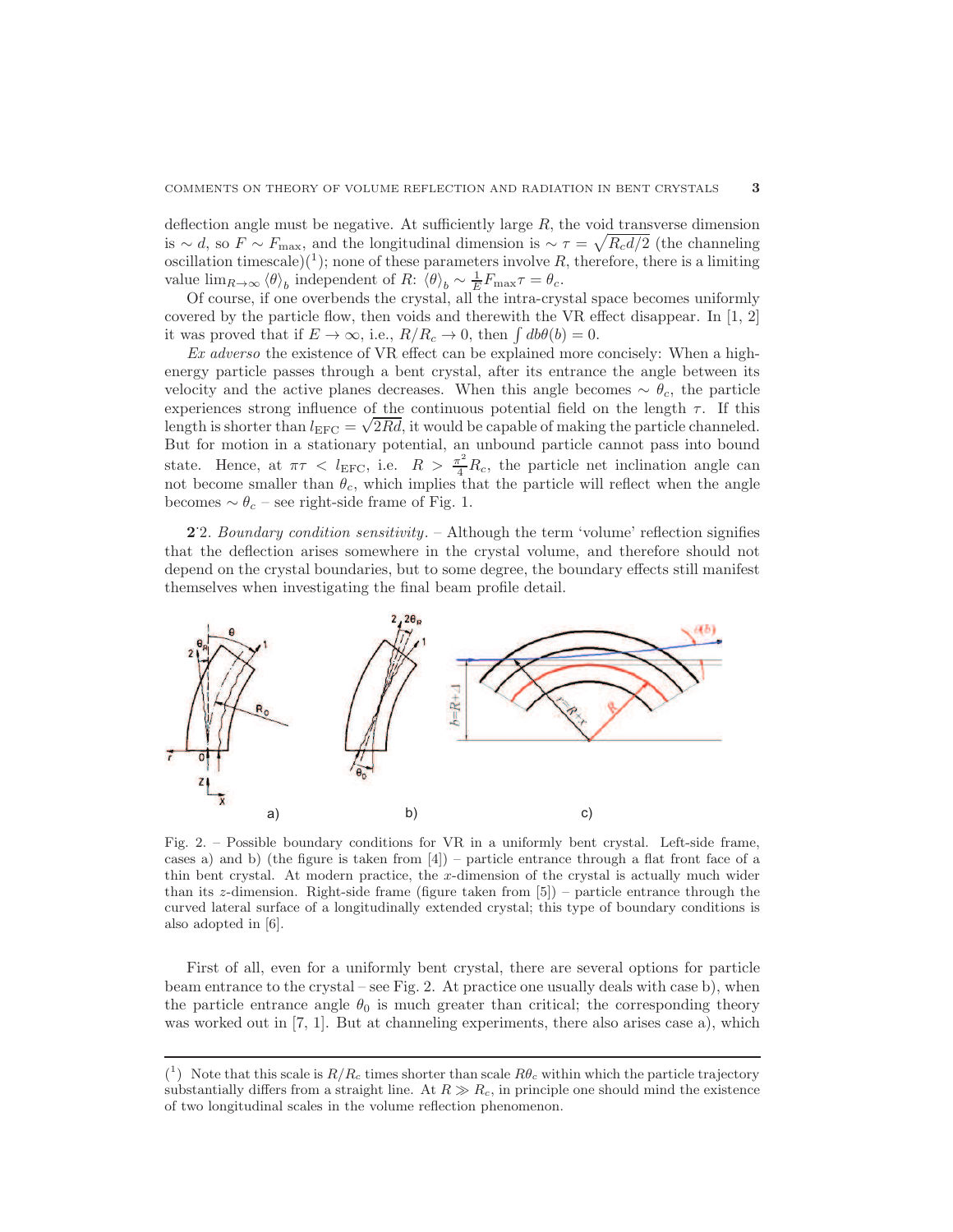deflection angle must be negative. At sufficiently large $R$, the void transverse dimension is $\sim d$, so $F \sim F_{\max}$, and the longitudinal dimension is $\sim \tau = \sqrt{R_c d/2}$ (the channeling oscillation timescale)(1); none of these parameters involve $R$, therefore, there is a limiting value $\lim_{R\to\infty} \langle\theta\rangle_b$ independent of $R$: $\langle\theta\rangle_b \sim \frac{1}{E} F_{\max}\tau = \theta_c$.

Of course, if one overbends the crystal, all the intra-crystal space becomes uniformly covered by the particle flow, then voids and therewith the VR effect disappear. In [1, 2] it was proved that if $E \to \infty$, i.e., $R/R_c \to 0$, then $\int db\theta(b) = 0$.

*Ex adverso* the existence of VR effect can be explained more concisely: When a high-energy particle passes through a bent crystal, after its entrance the angle between its velocity and the active planes decreases. When this angle becomes $\sim \theta_c$, the particle experiences strong influence of the continuous potential field on the length $\tau$. If this length is shorter than $l_{\mathrm{EFC}} = \sqrt{2Rd}$, it would be capable of making the particle channeled. But for motion in a stationary potential, an unbound particle cannot pass into bound state. Hence, at $\pi\tau < l_{\mathrm{EFC}}$, i.e. $R > \frac{\pi^2}{4} R_c$, the particle net inclination angle can not become smaller than $\theta_c$, which implies that the particle will reflect when the angle becomes $\sim \theta_c$ – see right-side frame of Fig. 1.

**2·2.** *Boundary condition sensitivity.* – Although the term 'volume' reflection signifies that the deflection arises somewhere in the crystal volume, and therefore should not depend on the crystal boundaries, but to some degree, the boundary effects still manifest themselves when investigating the final beam profile detail.

Fig. 2. – Possible boundary conditions for VR in a uniformly bent crystal. Left-side frame, cases a) and b) (the figure is taken from [4]) – particle entrance through a flat front face of a thin bent crystal. At modern practice, the $x$-dimension of the crystal is actually much wider than its $z$-dimension. Right-side frame (figure taken from [5]) – particle entrance through the curved lateral surface of a longitudinally extended crystal; this type of boundary conditions is also adopted in [6].

First of all, even for a uniformly bent crystal, there are several options for particle beam entrance to the crystal – see Fig. 2. At practice one usually deals with case b), when the particle entrance angle $\theta_0$ is much greater than critical; the corresponding theory was worked out in [7, 1]. But at channeling experiments, there also arises case a), which

(1) Note that this scale is $R/R_c$ times shorter than scale $R\theta_c$ within which the particle trajectory substantially differs from a straight line. At $R \gg R_c$, in principle one should mind the existence of two longitudinal scales in the volume reflection phenomenon.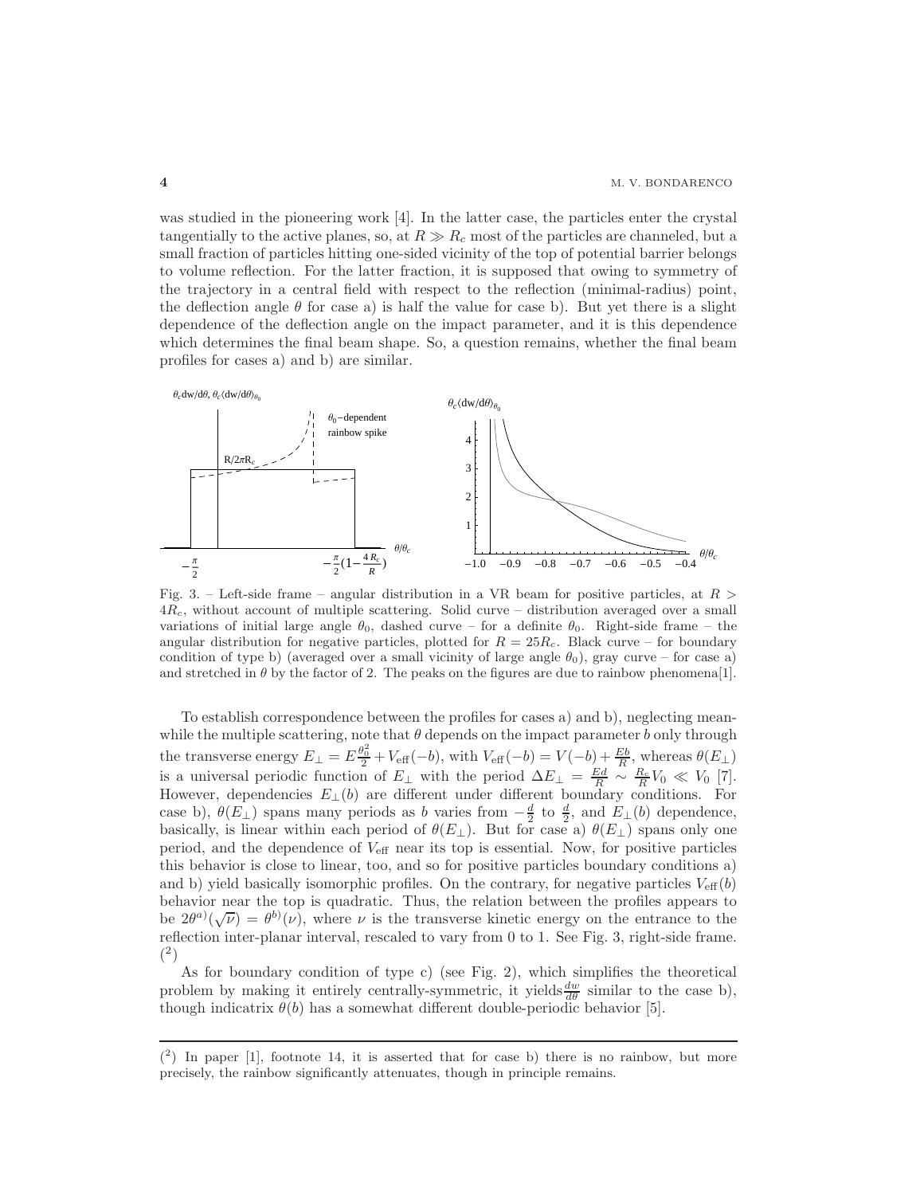was studied in the pioneering work [4]. In the latter case, the particles enter the crystal tangentially to the active planes, so, at $R \gg R_c$ most of the particles are channeled, but a small fraction of particles hitting one-sided vicinity of the top of potential barrier belongs to volume reflection. For the latter fraction, it is supposed that owing to symmetry of the trajectory in a central field with respect to the reflection (minimal-radius) point, the deflection angle $\theta$ for case a) is half the value for case b). But yet there is a slight dependence of the deflection angle on the impact parameter, and it is this dependence which determines the final beam shape. So, a question remains, whether the final beam profiles for cases a) and b) are similar.

Fig. 3. – Left-side frame – angular distribution in a VR beam for positive particles, at $R > 4R_c$, without account of multiple scattering. Solid curve – distribution averaged over a small variations of initial large angle $\theta_0$, dashed curve – for a definite $\theta_0$. Right-side frame – the angular distribution for negative particles, plotted for $R = 25R_c$. Black curve – for boundary condition of type b) (averaged over a small vicinity of large angle $\theta_0$), gray curve – for case a) and stretched in $\theta$ by the factor of 2. The peaks on the figures are due to rainbow phenomena[1].

To establish correspondence between the profiles for cases a) and b), neglecting meanwhile the multiple scattering, note that $\theta$ depends on the impact parameter $b$ only through the transverse energy $E_\perp = E\frac{\theta_0^2}{2} + V_{\text{eff}}(-b)$, with $V_{\text{eff}}(-b) = V(-b) + \frac{Eb}{R}$, whereas $\theta(E_\perp)$ is a universal periodic function of $E_\perp$ with the period $\Delta E_\perp = \frac{Ed}{R} \sim \frac{R_c}{R}V_0 \ll V_0$ [7]. However, dependencies $E_\perp(b)$ are different under different boundary conditions. For case b), $\theta(E_\perp)$ spans many periods as $b$ varies from $-\frac{d}{2}$ to $\frac{d}{2}$, and $E_\perp(b)$ dependence, basically, is linear within each period of $\theta(E_\perp)$. But for case a) $\theta(E_\perp)$ spans only one period, and the dependence of $V_{\text{eff}}$ near its top is essential. Now, for positive particles this behavior is close to linear, too, and so for positive particles boundary conditions a) and b) yield basically isomorphic profiles. On the contrary, for negative particles $V_{\text{eff}}(b)$ behavior near the top is quadratic. Thus, the relation between the profiles appears to be $2\theta^{a)}(\sqrt{\nu}) = \theta^{b)}(\nu)$, where $\nu$ is the transverse kinetic energy on the entrance to the reflection inter-planar interval, rescaled to vary from 0 to 1. See Fig. 3, right-side frame. (2)

As for boundary condition of type c) (see Fig. 2), which simplifies the theoretical problem by making it entirely centrally-symmetric, it yields $\frac{dw}{d\theta}$ similar to the case b), though indicatrix $\theta(b)$ has a somewhat different double-periodic behavior [5].

(2) In paper [1], footnote 14, it is asserted that for case b) there is no rainbow, but more precisely, the rainbow significantly attenuates, though in principle remains.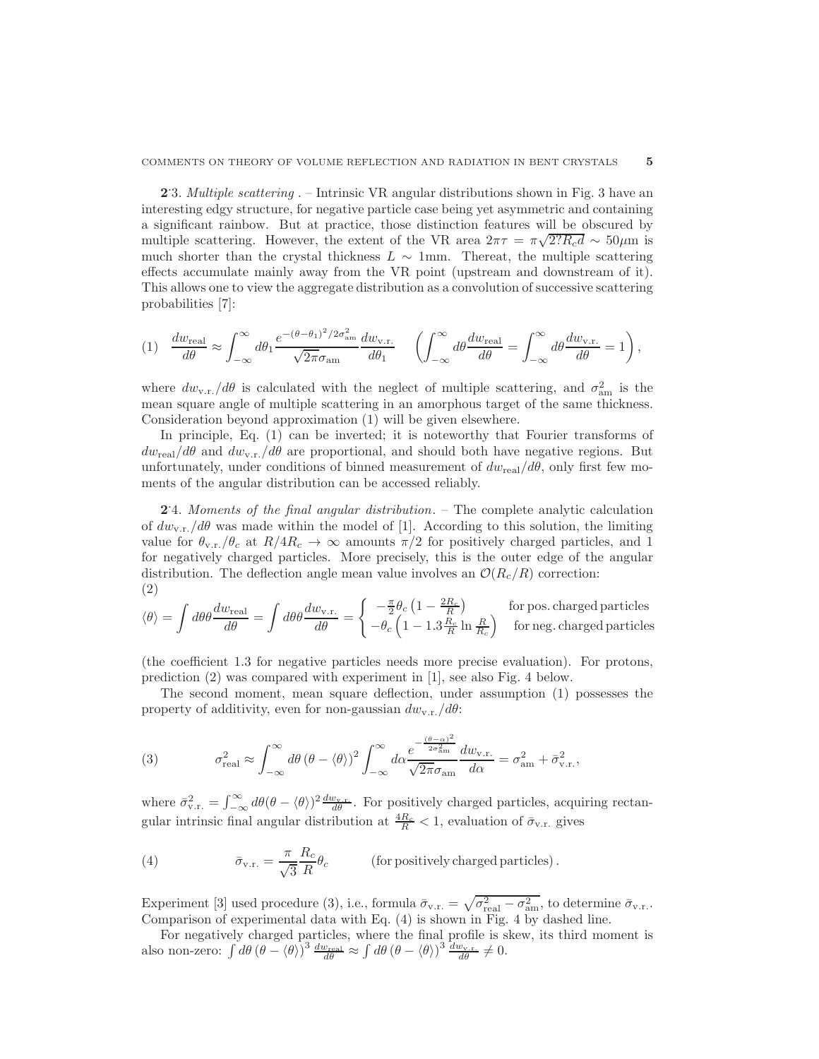**2·3.** *Multiple scattering* . – Intrinsic VR angular distributions shown in Fig. 3 have an interesting edgy structure, for negative particle case being yet asymmetric and containing a significant rainbow. But at practice, those distinction features will be obscured by multiple scattering. However, the extent of the VR area $2\pi\tau = \pi\sqrt{2?R_c d} \sim 50\mu$m is much shorter than the crystal thickness $L \sim 1$mm. Thereat, the multiple scattering effects accumulate mainly away from the VR point (upstream and downstream of it). This allows one to view the aggregate distribution as a convolution of successive scattering probabilities [7]:

$$
(1) \quad \frac{dw_{\text{real}}}{d\theta} \approx \int_{-\infty}^{\infty} d\theta_1 \frac{e^{-(\theta-\theta_1)^2/2\sigma_{\text{am}}^2}}{\sqrt{2\pi}\sigma_{\text{am}}} \frac{dw_{\text{v.r.}}}{d\theta_1} \qquad \left( \int_{-\infty}^{\infty} d\theta \frac{dw_{\text{real}}}{d\theta} = \int_{-\infty}^{\infty} d\theta \frac{dw_{\text{v.r.}}}{d\theta} = 1 \right),
$$

where $dw_{\text{v.r.}}/d\theta$ is calculated with the neglect of multiple scattering, and $\sigma_{\text{am}}^2$ is the mean square angle of multiple scattering in an amorphous target of the same thickness. Consideration beyond approximation (1) will be given elsewhere.

In principle, Eq. (1) can be inverted; it is noteworthy that Fourier transforms of $dw_{\text{real}}/d\theta$ and $dw_{\text{v.r.}}/d\theta$ are proportional, and should both have negative regions. But unfortunately, under conditions of binned measurement of $dw_{\text{real}}/d\theta$, only first few moments of the angular distribution can be accessed reliably.

**2·4.** *Moments of the final angular distribution*. – The complete analytic calculation of $dw_{\text{v.r.}}/d\theta$ was made within the model of [1]. According to this solution, the limiting value for $\theta_{\text{v.r.}}/\theta_c$ at $R/4R_c \to \infty$ amounts $\pi/2$ for positively charged particles, and 1 for negatively charged particles. More precisely, this is the outer edge of the angular distribution. The deflection angle mean value involves an $\mathcal{O}(R_c/R)$ correction:

$$
(2) \quad \langle\theta\rangle = \int d\theta\theta \frac{dw_{\text{real}}}{d\theta} = \int d\theta\theta \frac{dw_{\text{v.r.}}}{d\theta} = \begin{cases} -\frac{\pi}{2}\theta_c \left(1 - \frac{2R_c}{R}\right) & \text{for pos. charged particles} \\ -\theta_c \left(1 - 1.3\frac{R_c}{R} \ln \frac{R}{R_c}\right) & \text{for neg. charged particles} \end{cases}
$$

(the coefficient 1.3 for negative particles needs more precise evaluation). For protons, prediction (2) was compared with experiment in [1], see also Fig. 4 below.

The second moment, mean square deflection, under assumption (1) possesses the property of additivity, even for non-gaussian $dw_{\text{v.r.}}/d\theta$:

$$
(3) \qquad \sigma_{\text{real}}^2 \approx \int_{-\infty}^{\infty} d\theta \left(\theta - \langle\theta\rangle\right)^2 \int_{-\infty}^{\infty} d\alpha \frac{e^{-\frac{(\theta-\alpha)^2}{2\sigma_{\text{am}}^2}}}{\sqrt{2\pi}\sigma_{\text{am}}} \frac{dw_{\text{v.r.}}}{d\alpha} = \sigma_{\text{am}}^2 + \bar{\sigma}_{\text{v.r.}}^2,
$$

where $\bar{\sigma}_{\text{v.r.}}^2 = \int_{-\infty}^{\infty} d\theta (\theta - \langle\theta\rangle)^2 \frac{dw_{\text{v.r.}}}{d\theta}$. For positively charged particles, acquiring rectangular intrinsic final angular distribution at $\frac{4R_c}{R} < 1$, evaluation of $\bar{\sigma}_{\text{v.r.}}$ gives

$$
(4) \qquad \bar{\sigma}_{\text{v.r.}} = \frac{\pi}{\sqrt{3}} \frac{R_c}{R} \theta_c \qquad (\text{for positively charged particles}).
$$

Experiment [3] used procedure (3), i.e., formula $\bar{\sigma}_{\text{v.r.}} = \sqrt{\sigma_{\text{real}}^2 - \sigma_{\text{am}}^2}$, to determine $\bar{\sigma}_{\text{v.r.}}$. Comparison of experimental data with Eq. (4) is shown in Fig. 4 by dashed line.

For negatively charged particles, where the final profile is skew, its third moment is also non-zero: $\int d\theta \left(\theta - \langle\theta\rangle\right)^3 \frac{dw_{\text{real}}}{d\theta} \approx \int d\theta \left(\theta - \langle\theta\rangle\right)^3 \frac{dw_{\text{v.r.}}}{d\theta} \neq 0$.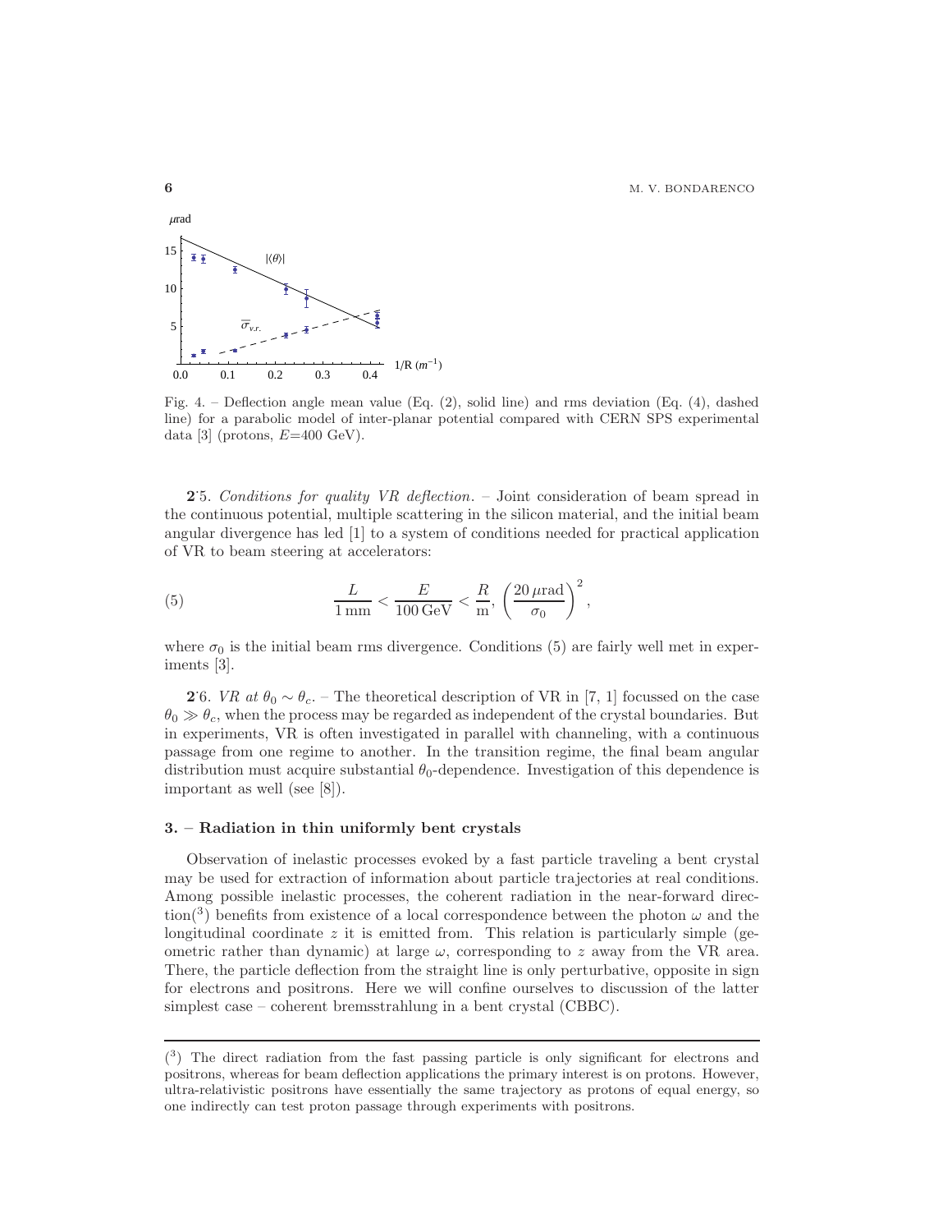Fig. 4. – Deflection angle mean value (Eq. (2), solid line) and rms deviation (Eq. (4), dashed line) for a parabolic model of inter-planar potential compared with CERN SPS experimental data [3] (protons, $E$=400 GeV).

**2·5.** *Conditions for quality VR deflection.* – Joint consideration of beam spread in the continuous potential, multiple scattering in the silicon material, and the initial beam angular divergence has led [1] to a system of conditions needed for practical application of VR to beam steering at accelerators:

$$\frac{L}{1\,\mathrm{mm}} < \frac{E}{100\,\mathrm{GeV}} < \frac{R}{\mathrm{m}}, \left(\frac{20\,\mu\mathrm{rad}}{\sigma_0}\right)^2, \tag{5}$$

where $\sigma_0$ is the initial beam rms divergence. Conditions (5) are fairly well met in experiments [3].

**2·6.** *VR at $\theta_0 \sim \theta_c$.* – The theoretical description of VR in [7, 1] focussed on the case $\theta_0 \gg \theta_c$, when the process may be regarded as independent of the crystal boundaries. But in experiments, VR is often investigated in parallel with channeling, with a continuous passage from one regime to another. In the transition regime, the final beam angular distribution must acquire substantial $\theta_0$-dependence. Investigation of this dependence is important as well (see [8]).

## 3. – Radiation in thin uniformly bent crystals

Observation of inelastic processes evoked by a fast particle traveling a bent crystal may be used for extraction of information about particle trajectories at real conditions. Among possible inelastic processes, the coherent radiation in the near-forward direction([3]) benefits from existence of a local correspondence between the photon $\omega$ and the longitudinal coordinate $z$ it is emitted from. This relation is particularly simple (geometric rather than dynamic) at large $\omega$, corresponding to $z$ away from the VR area. There, the particle deflection from the straight line is only perturbative, opposite in sign for electrons and positrons. Here we will confine ourselves to discussion of the latter simplest case – coherent bremsstrahlung in a bent crystal (CBBC).

---

([3]) The direct radiation from the fast passing particle is only significant for electrons and positrons, whereas for beam deflection applications the primary interest is on protons. However, ultra-relativistic positrons have essentially the same trajectory as protons of equal energy, so one indirectly can test proton passage through experiments with positrons.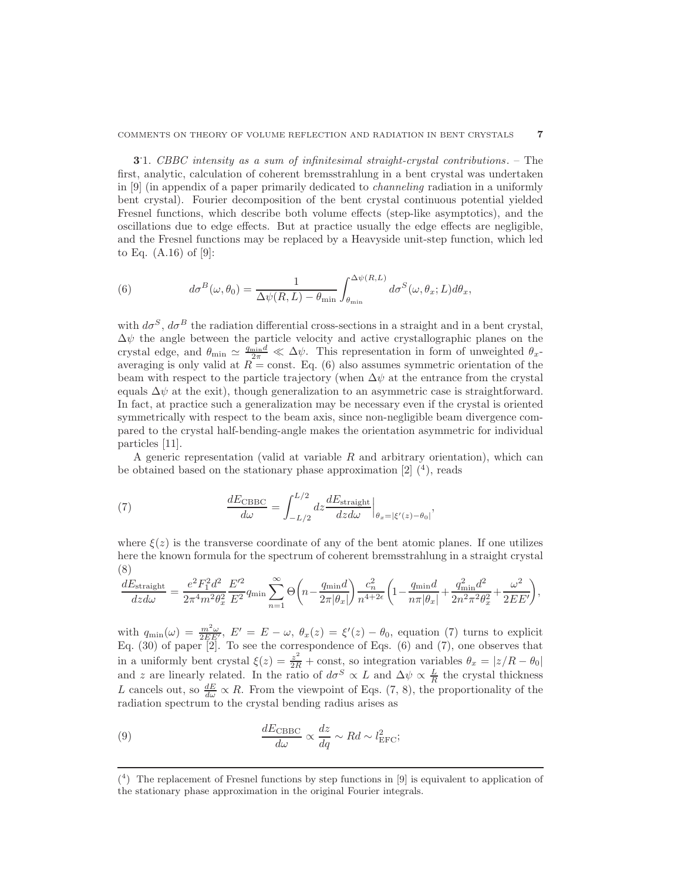**3**·1. *CBBC intensity as a sum of infinitesimal straight-crystal contributions.* – The first, analytic, calculation of coherent bremsstrahlung in a bent crystal was undertaken in [9] (in appendix of a paper primarily dedicated to *channeling* radiation in a uniformly bent crystal). Fourier decomposition of the bent crystal continuous potential yielded Fresnel functions, which describe both volume effects (step-like asymptotics), and the oscillations due to edge effects. But at practice usually the edge effects are negligible, and the Fresnel functions may be replaced by a Heavyside unit-step function, which led to Eq. (A.16) of [9]:

$$
d\sigma^B(\omega,\theta_0) = \frac{1}{\Delta\psi(R,L)-\theta_{\min}} \int_{\theta_{\min}}^{\Delta\psi(R,L)} d\sigma^S(\omega,\theta_x;L)d\theta_x, \tag{6}
$$

with $d\sigma^S$, $d\sigma^B$ the radiation differential cross-sections in a straight and in a bent crystal, $\Delta\psi$ the angle between the particle velocity and active crystallographic planes on the crystal edge, and $\theta_{\min} \simeq \frac{q_{\min}d}{2\pi} \ll \Delta\psi$. This representation in form of unweighted $\theta_x$-averaging is only valid at $R = \text{const}$. Eq. (6) also assumes symmetric orientation of the beam with respect to the particle trajectory (when $\Delta\psi$ at the entrance from the crystal equals $\Delta\psi$ at the exit), though generalization to an asymmetric case is straightforward. In fact, at practice such a generalization may be necessary even if the crystal is oriented symmetrically with respect to the beam axis, since non-negligible beam divergence compared to the crystal half-bending-angle makes the orientation asymmetric for individual particles [11].

A generic representation (valid at variable $R$ and arbitrary orientation), which can be obtained based on the stationary phase approximation [2] ([4]), reads

$$
\frac{dE_{\text{CBBC}}}{d\omega} = \int_{-L/2}^{L/2} dz \frac{dE_{\text{straight}}}{dz d\omega}\Big|_{\theta_x=|\xi'(z)-\theta_0|}, \tag{7}
$$

where $\xi(z)$ is the transverse coordinate of any of the bent atomic planes. If one utilizes here the known formula for the spectrum of coherent bremsstrahlung in a straight crystal

$$
\frac{dE_{\text{straight}}}{dz d\omega} = \frac{e^2 F_1^2 d^2}{2\pi^4 m^2 \theta_x^2} \frac{E'^2}{E^2} q_{\min} \sum_{n=1}^{\infty} \Theta\!\left(n - \frac{q_{\min}d}{2\pi|\theta_x|}\right) \frac{c_n^2}{n^{4+2\epsilon}} \left(1 - \frac{q_{\min}d}{n\pi|\theta_x|} + \frac{q_{\min}^2 d^2}{2n^2\pi^2\theta_x^2} + \frac{\omega^2}{2EE'}\right), \tag{8}
$$

with $q_{\min}(\omega) = \frac{m^2\omega}{2EE'}$, $E' = E - \omega$, $\theta_x(z) = \xi'(z) - \theta_0$, equation (7) turns to explicit Eq. (30) of paper [2]. To see the correspondence of Eqs. (6) and (7), one observes that in a uniformly bent crystal $\xi(z) = \frac{z^2}{2R} + \text{const}$, so integration variables $\theta_x = |z/R - \theta_0|$ and $z$ are linearly related. In the ratio of $d\sigma^S \propto L$ and $\Delta\psi \propto \frac{L}{R}$ the crystal thickness $L$ cancels out, so $\frac{dE}{d\omega} \propto R$. From the viewpoint of Eqs. (7, 8), the proportionality of the radiation spectrum to the crystal bending radius arises as

$$
\frac{dE_{\text{CBBC}}}{d\omega} \propto \frac{dz}{dq} \sim Rd \sim l_{\text{EFC}}^2; \tag{9}
$$

---

([4]) The replacement of Fresnel functions by step functions in [9] is equivalent to application of the stationary phase approximation in the original Fourier integrals.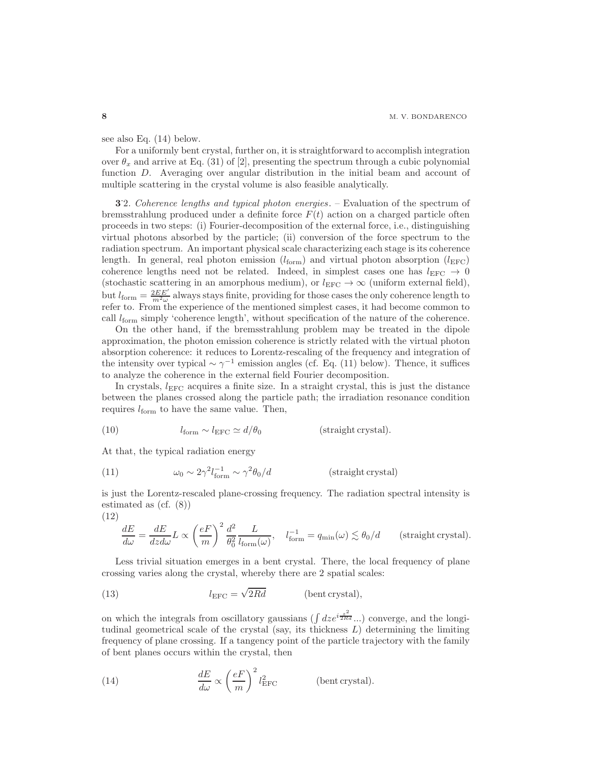see also Eq. (14) below.

For a uniformly bent crystal, further on, it is straightforward to accomplish integration over $\theta_x$ and arrive at Eq. (31) of [2], presenting the spectrum through a cubic polynomial function $D$. Averaging over angular distribution in the initial beam and account of multiple scattering in the crystal volume is also feasible analytically.

**3˙2**. *Coherence lengths and typical photon energies*. – Evaluation of the spectrum of bremsstrahlung produced under a definite force $F(t)$ action on a charged particle often proceeds in two steps: (i) Fourier-decomposition of the external force, i.e., distinguishing virtual photons absorbed by the particle; (ii) conversion of the force spectrum to the radiation spectrum. An important physical scale characterizing each stage is its coherence length. In general, real photon emission ($l_{\rm form}$) and virtual photon absorption ($l_{\rm EFC}$) coherence lengths need not be related. Indeed, in simplest cases one has $l_{\rm EFC} \to 0$ (stochastic scattering in an amorphous medium), or $l_{\rm EFC} \to \infty$ (uniform external field), but $l_{\rm form} = \frac{2EE'}{m^2\omega}$ always stays finite, providing for those cases the only coherence length to refer to. From the experience of the mentioned simplest cases, it had become common to call $l_{\rm form}$ simply 'coherence length', without specification of the nature of the coherence.

On the other hand, if the bremsstrahlung problem may be treated in the dipole approximation, the photon emission coherence is strictly related with the virtual photon absorption coherence: it reduces to Lorentz-rescaling of the frequency and integration of the intensity over typical $\sim \gamma^{-1}$ emission angles (cf. Eq. (11) below). Thence, it suffices to analyze the coherence in the external field Fourier decomposition.

In crystals, $l_{\rm EFC}$ acquires a finite size. In a straight crystal, this is just the distance between the planes crossed along the particle path; the irradiation resonance condition requires $l_{\rm form}$ to have the same value. Then,

$$l_{\rm form} \sim l_{\rm EFC} \simeq d/\theta_0 \qquad \text{(straight crystal)}. \tag{10}$$

At that, the typical radiation energy

$$\omega_0 \sim 2\gamma^2 l_{\rm form}^{-1} \sim \gamma^2\theta_0/d \qquad \text{(straight crystal)} \tag{11}$$

is just the Lorentz-rescaled plane-crossing frequency. The radiation spectral intensity is estimated as (cf. (8))

$$\frac{dE}{d\omega} = \frac{dE}{dz d\omega}L \propto \left(\frac{eF}{m}\right)^2 \frac{d^2}{\theta_0^2}\frac{L}{l_{\rm form}(\omega)}, \quad l_{\rm form}^{-1} = q_{\rm min}(\omega) \lesssim \theta_0/d \qquad \text{(straight crystal)}. \tag{12}$$

Less trivial situation emerges in a bent crystal. There, the local frequency of plane crossing varies along the crystal, whereby there are 2 spatial scales:

$$l_{\rm EFC} = \sqrt{2Rd} \qquad \text{(bent crystal)}, \tag{13}$$

on which the integrals from oscillatory gaussians ($\int dz e^{i\frac{z^2}{2Rd}}...$) converge, and the longitudinal geometrical scale of the crystal (say, its thickness $L$) determining the limiting frequency of plane crossing. If a tangency point of the particle trajectory with the family of bent planes occurs within the crystal, then

$$\frac{dE}{d\omega} \propto \left(\frac{eF}{m}\right)^2 l_{\rm EFC}^2 \qquad \text{(bent crystal)}. \tag{14}$$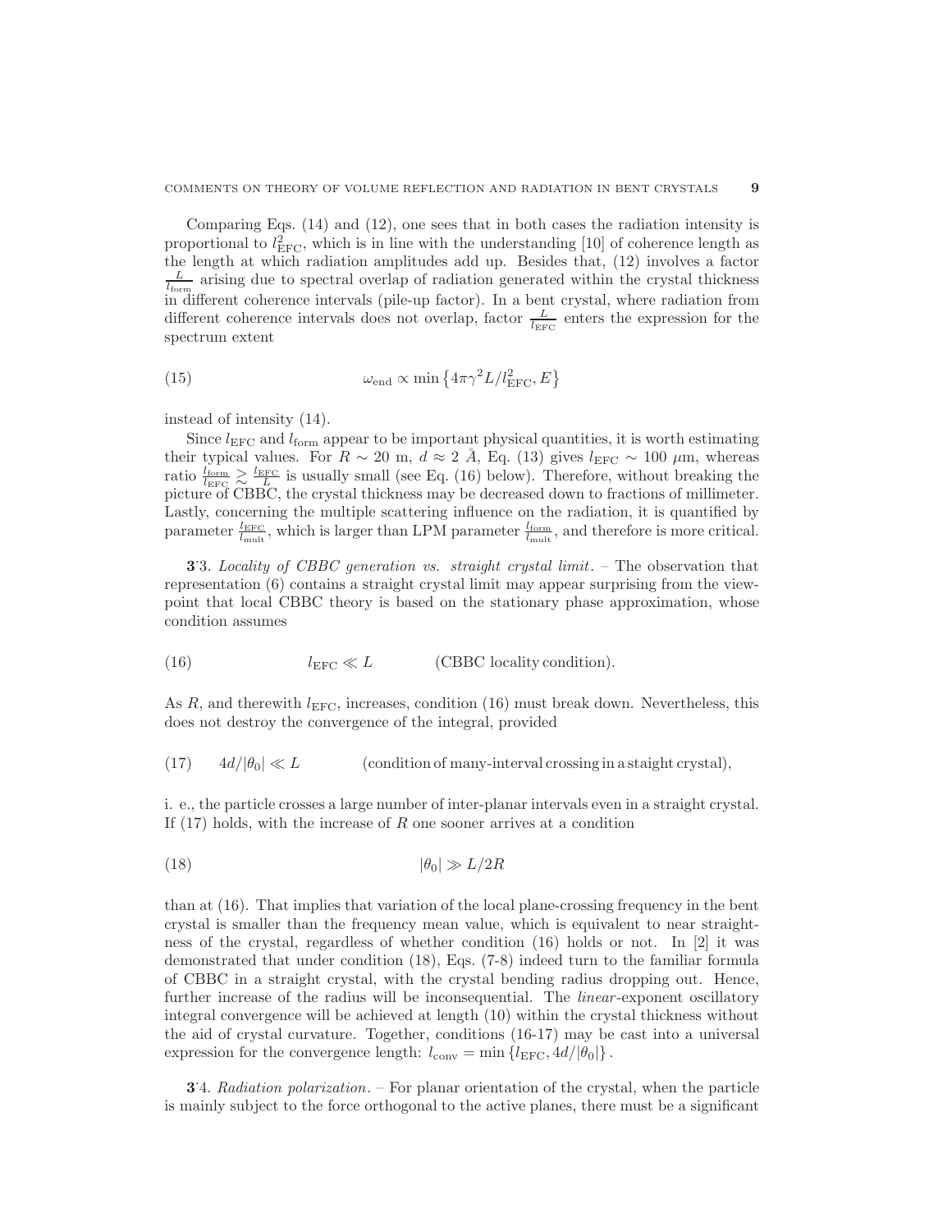Comparing Eqs. (14) and (12), one sees that in both cases the radiation intensity is proportional to $l_{\mathrm{EFC}}^2$, which is in line with the understanding [10] of coherence length as the length at which radiation amplitudes add up. Besides that, (12) involves a factor $\frac{L}{l_{\mathrm{form}}}$ arising due to spectral overlap of radiation generated within the crystal thickness in different coherence intervals (pile-up factor). In a bent crystal, where radiation from different coherence intervals does not overlap, factor $\frac{L}{l_{\mathrm{EFC}}}$ enters the expression for the spectrum extent

$$\omega_{\mathrm{end}} \propto \min\left\{4\pi\gamma^2 L/l_{\mathrm{EFC}}^2, E\right\} \tag{15}$$

instead of intensity (14).

Since $l_{\mathrm{EFC}}$ and $l_{\mathrm{form}}$ appear to be important physical quantities, it is worth estimating their typical values. For $R \sim 20$ m, $d \approx 2$ Å, Eq. (13) gives $l_{\mathrm{EFC}} \sim 100\ \mu$m, whereas ratio $\frac{l_{\mathrm{form}}}{l_{\mathrm{EFC}}} \gtrsim \frac{l_{\mathrm{EFC}}}{L}$ is usually small (see Eq. (16) below). Therefore, without breaking the picture of CBBC, the crystal thickness may be decreased down to fractions of millimeter. Lastly, concerning the multiple scattering influence on the radiation, it is quantified by parameter $\frac{l_{\mathrm{EFC}}}{l_{\mathrm{mult}}}$, which is larger than LPM parameter $\frac{l_{\mathrm{form}}}{l_{\mathrm{mult}}}$, and therefore is more critical.

**3·3.** *Locality of CBBC generation vs. straight crystal limit.* – The observation that representation (6) contains a straight crystal limit may appear surprising from the viewpoint that local CBBC theory is based on the stationary phase approximation, whose condition assumes

$$l_{\mathrm{EFC}} \ll L \qquad \text{(CBBC locality condition).} \tag{16}$$

As $R$, and therewith $l_{\mathrm{EFC}}$, increases, condition (16) must break down. Nevertheless, this does not destroy the convergence of the integral, provided

$$4d/|\theta_0| \ll L \qquad \text{(condition of many-interval crossing in a staight crystal),} \tag{17}$$

i. e., the particle crosses a large number of inter-planar intervals even in a straight crystal. If (17) holds, with the increase of $R$ one sooner arrives at a condition

$$|\theta_0| \gg L/2R \tag{18}$$

than at (16). That implies that variation of the local plane-crossing frequency in the bent crystal is smaller than the frequency mean value, which is equivalent to near straightness of the crystal, regardless of whether condition (16) holds or not. In [2] it was demonstrated that under condition (18), Eqs. (7-8) indeed turn to the familiar formula of CBBC in a straight crystal, with the crystal bending radius dropping out. Hence, further increase of the radius will be inconsequential. The *linear*-exponent oscillatory integral convergence will be achieved at length (10) within the crystal thickness without the aid of crystal curvature. Together, conditions (16-17) may be cast into a universal expression for the convergence length: $l_{\mathrm{conv}} = \min\{l_{\mathrm{EFC}}, 4d/|\theta_0|\}$.

**3·4.** *Radiation polarization.* – For planar orientation of the crystal, when the particle is mainly subject to the force orthogonal to the active planes, there must be a significant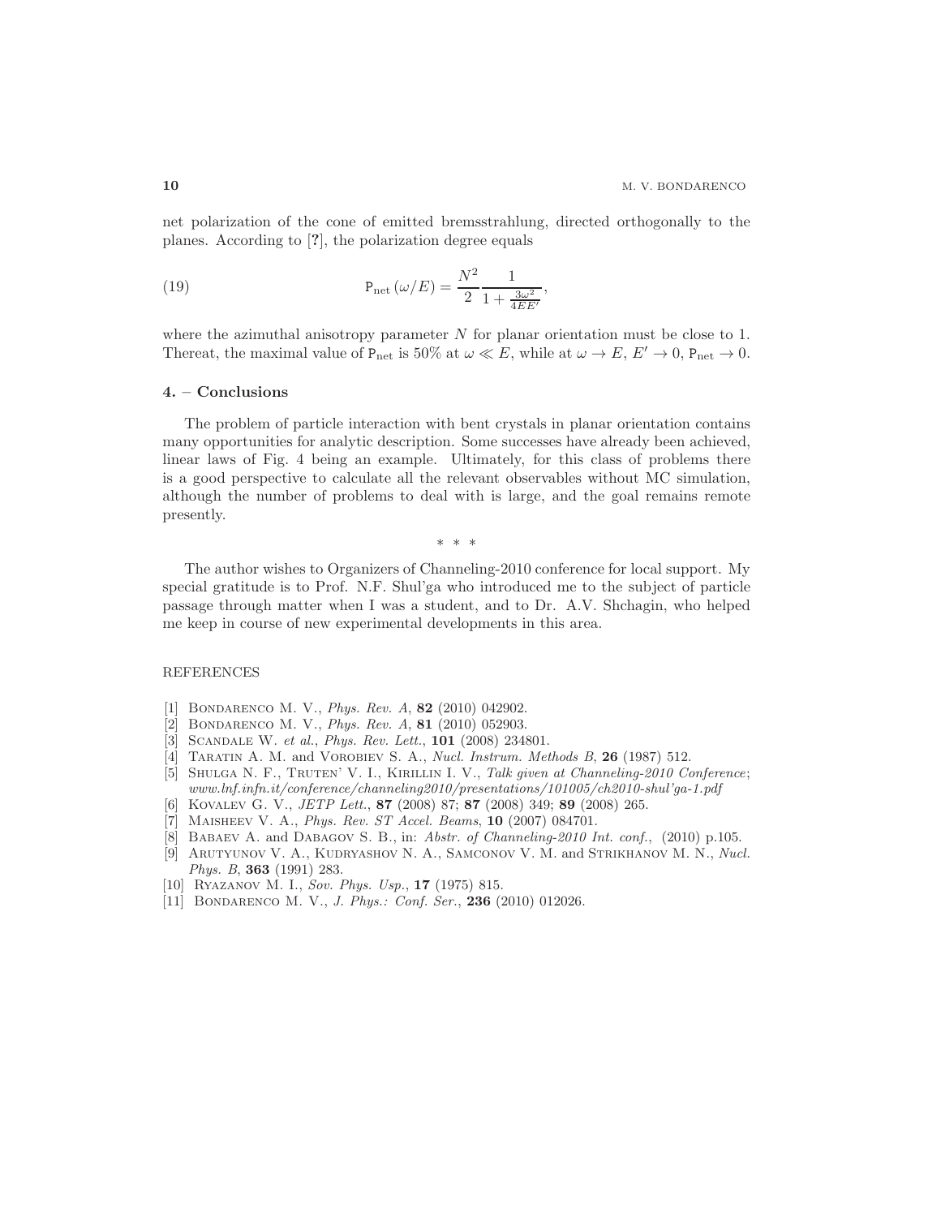net polarization of the cone of emitted bremsstrahlung, directed orthogonally to the planes. According to [?], the polarization degree equals

$$\mathtt{P}_{\rm net}\left(\omega/E\right) = \frac{N^2}{2}\frac{1}{1+\frac{3\omega^2}{4EE'}}, \tag{19}$$

where the azimuthal anisotropy parameter $N$ for planar orientation must be close to 1. Thereat, the maximal value of $\mathtt{P}_{\rm net}$ is 50% at $\omega \ll E$, while at $\omega \to E$, $E' \to 0$, $\mathtt{P}_{\rm net} \to 0$.

## 4. – Conclusions

The problem of particle interaction with bent crystals in planar orientation contains many opportunities for analytic description. Some successes have already been achieved, linear laws of Fig. 4 being an example. Ultimately, for this class of problems there is a good perspective to calculate all the relevant observables without MC simulation, although the number of problems to deal with is large, and the goal remains remote presently.

\* \* \*

The author wishes to Organizers of Channeling-2010 conference for local support. My special gratitude is to Prof. N.F. Shul'ga who introduced me to the subject of particle passage through matter when I was a student, and to Dr. A.V. Shchagin, who helped me keep in course of new experimental developments in this area.

REFERENCES

[1] Bondarenco M. V., *Phys. Rev. A*, **82** (2010) 042902.
[2] Bondarenco M. V., *Phys. Rev. A*, **81** (2010) 052903.
[3] Scandale W. *et al.*, *Phys. Rev. Lett.*, **101** (2008) 234801.
[4] Taratin A. M. and Vorobiev S. A., *Nucl. Instrum. Methods B*, **26** (1987) 512.
[5] Shulga N. F., Truten' V. I., Kirillin I. V., *Talk given at Channeling-2010 Conference*; *www.lnf.infn.it/conference/channeling2010/presentations/101005/ch2010-shul'ga-1.pdf*
[6] Kovalev G. V., *JETP Lett.*, **87** (2008) 87; **87** (2008) 349; **89** (2008) 265.
[7] Maisheev V. A., *Phys. Rev. ST Accel. Beams*, **10** (2007) 084701.
[8] Babaev A. and Dabagov S. B., in: *Abstr. of Channeling-2010 Int. conf.*, (2010) p.105.
[9] Arutyunov V. A., Kudryashov N. A., Samconov V. M. and Strikhanov M. N., *Nucl. Phys. B*, **363** (1991) 283.
[10] Ryazanov M. I., *Sov. Phys. Usp.*, **17** (1975) 815.
[11] Bondarenco M. V., *J. Phys.: Conf. Ser.*, **236** (2010) 012026.